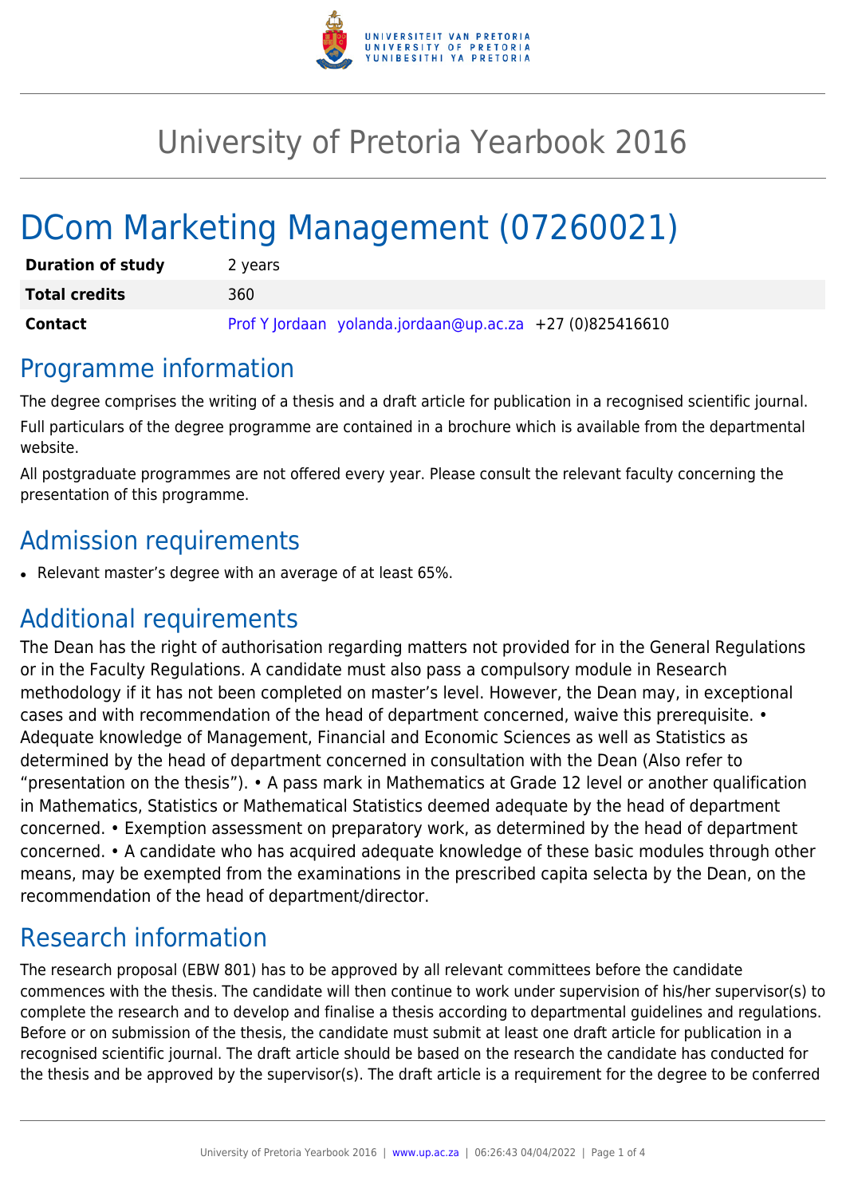# University of Pretoria Yearbook 2016

# DCom Marketing Management (07260021)

| | |
|---|---|
| **Duration of study** | 2 years |
| **Total credits** | 360 |
| **Contact** | Prof Y Jordaan yolanda.jordaan@up.ac.za +27 (0)825416610 |

## Programme information

The degree comprises the writing of a thesis and a draft article for publication in a recognised scientific journal.

Full particulars of the degree programme are contained in a brochure which is available from the departmental website.

All postgraduate programmes are not offered every year. Please consult the relevant faculty concerning the presentation of this programme.

## Admission requirements

- Relevant master's degree with an average of at least 65%.

## Additional requirements

The Dean has the right of authorisation regarding matters not provided for in the General Regulations or in the Faculty Regulations. A candidate must also pass a compulsory module in Research methodology if it has not been completed on master's level. However, the Dean may, in exceptional cases and with recommendation of the head of department concerned, waive this prerequisite. • Adequate knowledge of Management, Financial and Economic Sciences as well as Statistics as determined by the head of department concerned in consultation with the Dean (Also refer to "presentation on the thesis"). • A pass mark in Mathematics at Grade 12 level or another qualification in Mathematics, Statistics or Mathematical Statistics deemed adequate by the head of department concerned. • Exemption assessment on preparatory work, as determined by the head of department concerned. • A candidate who has acquired adequate knowledge of these basic modules through other means, may be exempted from the examinations in the prescribed capita selecta by the Dean, on the recommendation of the head of department/director.

## Research information

The research proposal (EBW 801) has to be approved by all relevant committees before the candidate commences with the thesis. The candidate will then continue to work under supervision of his/her supervisor(s) to complete the research and to develop and finalise a thesis according to departmental guidelines and regulations. Before or on submission of the thesis, the candidate must submit at least one draft article for publication in a recognised scientific journal. The draft article should be based on the research the candidate has conducted for the thesis and be approved by the supervisor(s). The draft article is a requirement for the degree to be conferred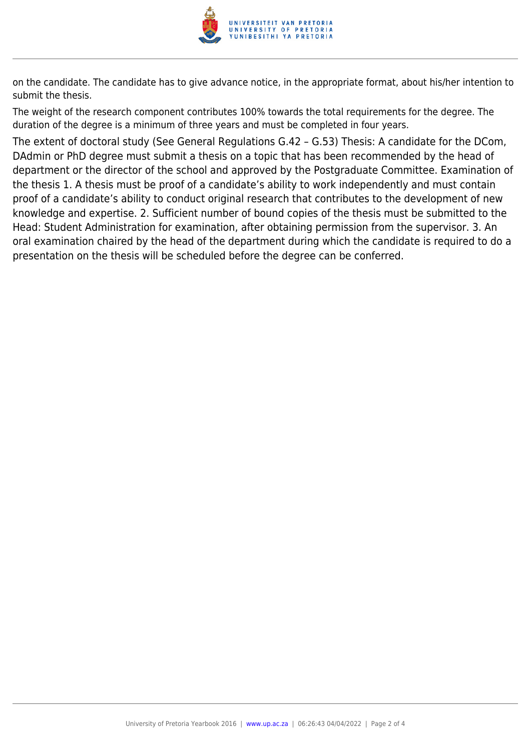on the candidate. The candidate has to give advance notice, in the appropriate format, about his/her intention to submit the thesis.

The weight of the research component contributes 100% towards the total requirements for the degree. The duration of the degree is a minimum of three years and must be completed in four years.

The extent of doctoral study (See General Regulations G.42 – G.53) Thesis: A candidate for the DCom, DAdmin or PhD degree must submit a thesis on a topic that has been recommended by the head of department or the director of the school and approved by the Postgraduate Committee. Examination of the thesis 1. A thesis must be proof of a candidate's ability to work independently and must contain proof of a candidate's ability to conduct original research that contributes to the development of new knowledge and expertise. 2. Sufficient number of bound copies of the thesis must be submitted to the Head: Student Administration for examination, after obtaining permission from the supervisor. 3. An oral examination chaired by the head of the department during which the candidate is required to do a presentation on the thesis will be scheduled before the degree can be conferred.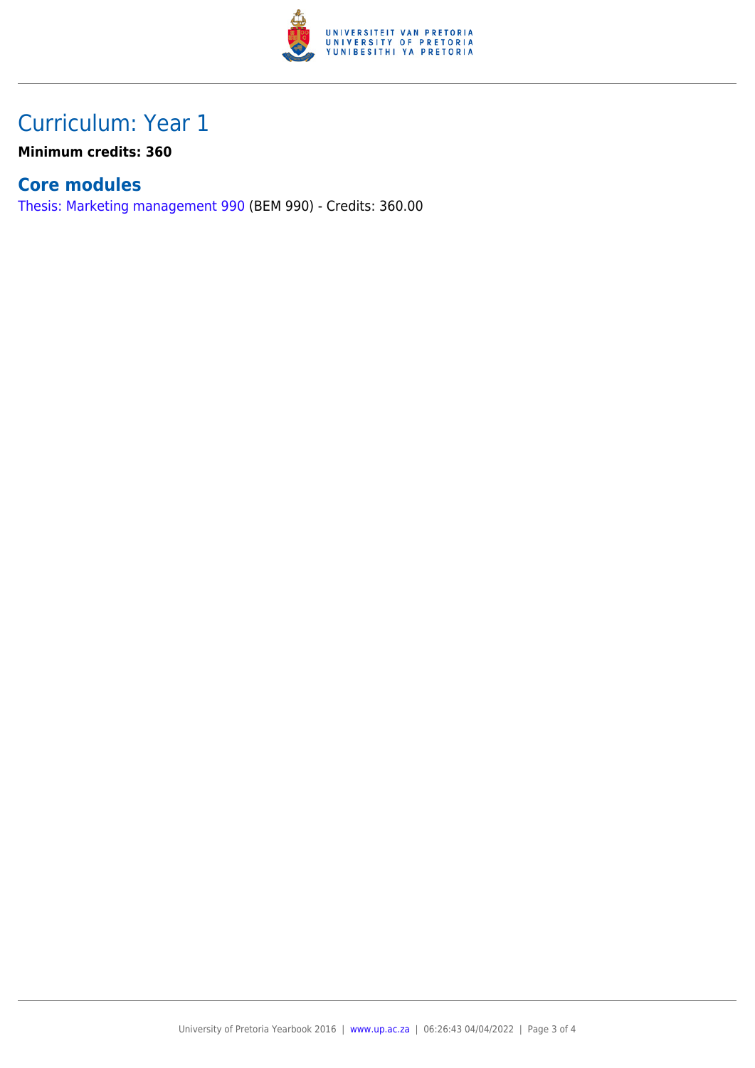# Curriculum: Year 1

**Minimum credits: 360**

## Core modules

Thesis: Marketing management 990 (BEM 990) - Credits: 360.00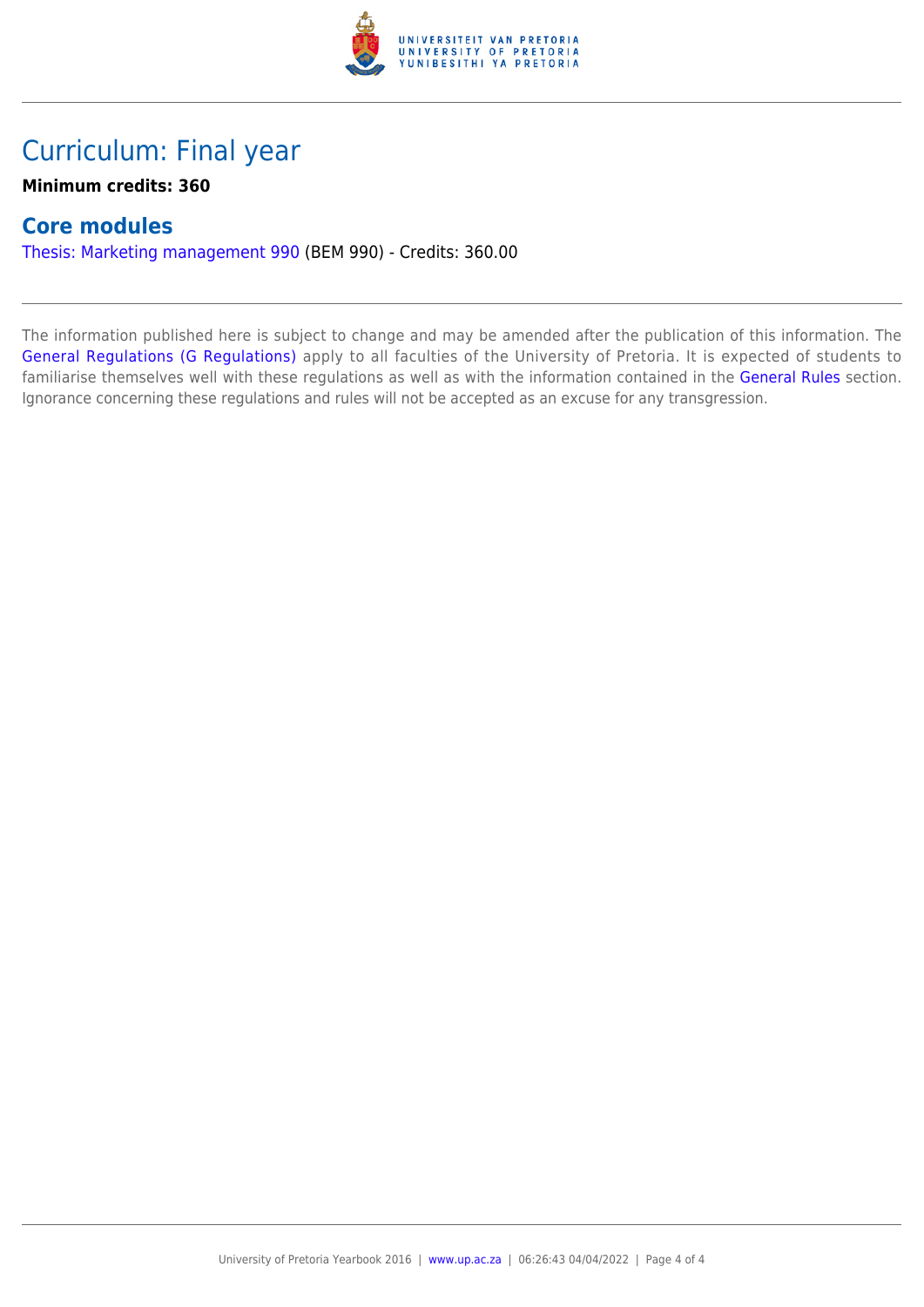# Curriculum: Final year

**Minimum credits: 360**

## Core modules

Thesis: Marketing management 990 (BEM 990) - Credits: 360.00

The information published here is subject to change and may be amended after the publication of this information. The General Regulations (G Regulations) apply to all faculties of the University of Pretoria. It is expected of students to familiarise themselves well with these regulations as well as with the information contained in the General Rules section. Ignorance concerning these regulations and rules will not be accepted as an excuse for any transgression.